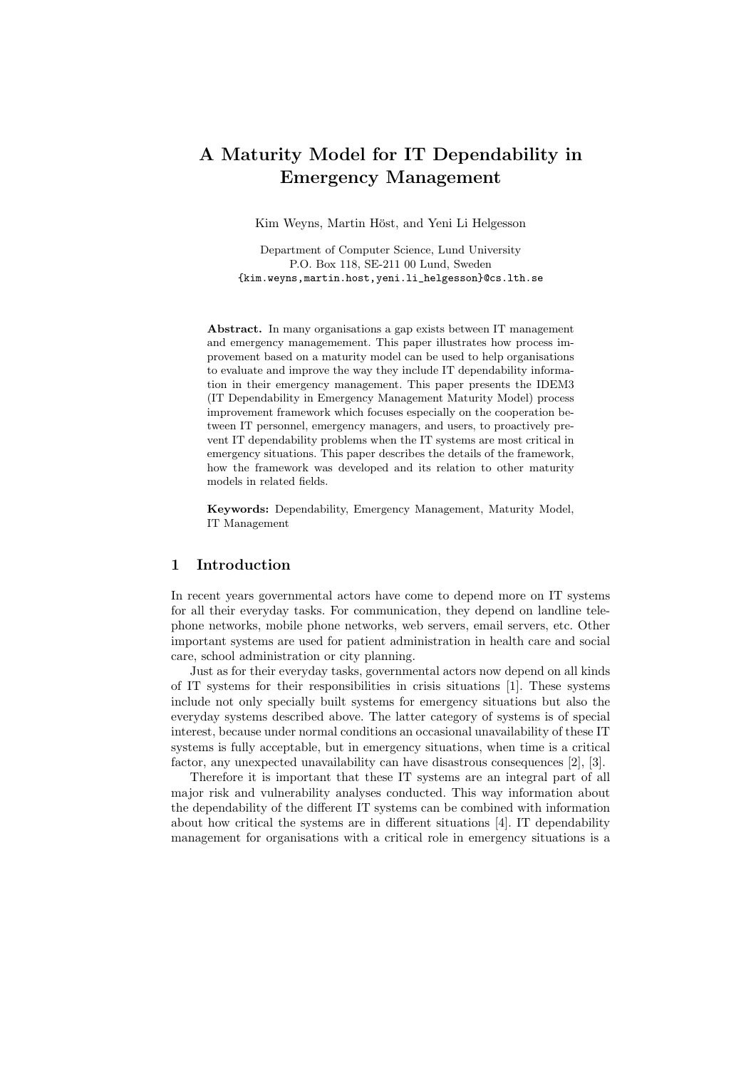# A Maturity Model for IT Dependability in Emergency Management

Kim Weyns, Martin Höst, and Yeni Li Helgesson

Department of Computer Science, Lund University
P.O. Box 118, SE-211 00 Lund, Sweden
{kim.weyns,martin.host,yeni.li_helgesson}@cs.lth.se

**Abstract.** In many organisations a gap exists between IT management and emergency managemement. This paper illustrates how process improvement based on a maturity model can be used to help organisations to evaluate and improve the way they include IT dependability information in their emergency management. This paper presents the IDEM3 (IT Dependability in Emergency Management Maturity Model) process improvement framework which focuses especially on the cooperation between IT personnel, emergency managers, and users, to proactively prevent IT dependability problems when the IT systems are most critical in emergency situations. This paper describes the details of the framework, how the framework was developed and its relation to other maturity models in related fields.

**Keywords:** Dependability, Emergency Management, Maturity Model, IT Management

## 1 Introduction

In recent years governmental actors have come to depend more on IT systems for all their everyday tasks. For communication, they depend on landline telephone networks, mobile phone networks, web servers, email servers, etc. Other important systems are used for patient administration in health care and social care, school administration or city planning.

Just as for their everyday tasks, governmental actors now depend on all kinds of IT systems for their responsibilities in crisis situations [1]. These systems include not only specially built systems for emergency situations but also the everyday systems described above. The latter category of systems is of special interest, because under normal conditions an occasional unavailability of these IT systems is fully acceptable, but in emergency situations, when time is a critical factor, any unexpected unavailability can have disastrous consequences [2], [3].

Therefore it is important that these IT systems are an integral part of all major risk and vulnerability analyses conducted. This way information about the dependability of the different IT systems can be combined with information about how critical the systems are in different situations [4]. IT dependability management for organisations with a critical role in emergency situations is a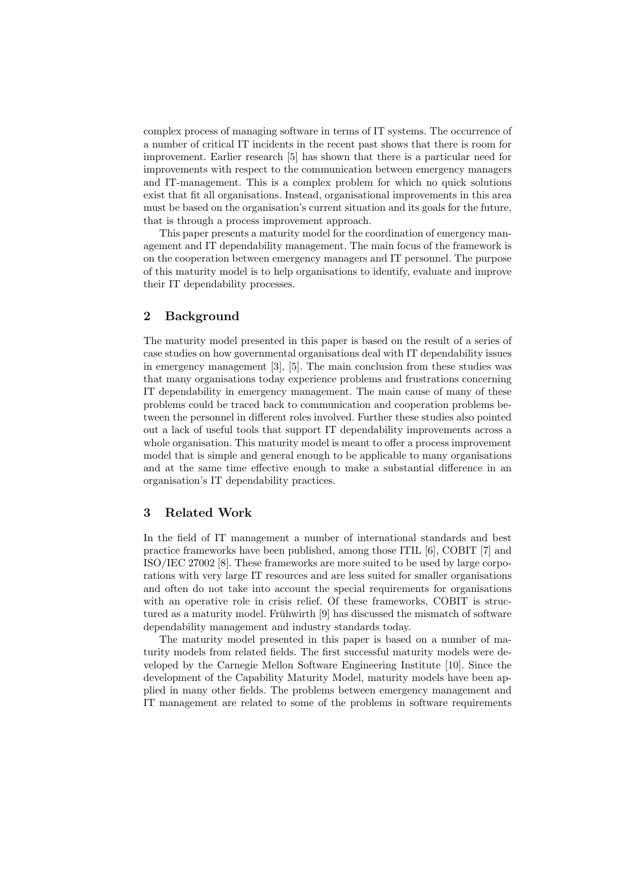complex process of managing software in terms of IT systems. The occurrence of a number of critical IT incidents in the recent past shows that there is room for improvement. Earlier research [5] has shown that there is a particular need for improvements with respect to the communication between emergency managers and IT-management. This is a complex problem for which no quick solutions exist that fit all organisations. Instead, organisational improvements in this area must be based on the organisation's current situation and its goals for the future, that is through a process improvement approach.

This paper presents a maturity model for the coordination of emergency management and IT dependability management. The main focus of the framework is on the cooperation between emergency managers and IT personnel. The purpose of this maturity model is to help organisations to identify, evaluate and improve their IT dependability processes.

## 2 Background

The maturity model presented in this paper is based on the result of a series of case studies on how governmental organisations deal with IT dependability issues in emergency management [3], [5]. The main conclusion from these studies was that many organisations today experience problems and frustrations concerning IT dependability in emergency management. The main cause of many of these problems could be traced back to communication and cooperation problems between the personnel in different roles involved. Further these studies also pointed out a lack of useful tools that support IT dependability improvements across a whole organisation. This maturity model is meant to offer a process improvement model that is simple and general enough to be applicable to many organisations and at the same time effective enough to make a substantial difference in an organisation's IT dependability practices.

## 3 Related Work

In the field of IT management a number of international standards and best practice frameworks have been published, among those ITIL [6], COBIT [7] and ISO/IEC 27002 [8]. These frameworks are more suited to be used by large corporations with very large IT resources and are less suited for smaller organisations and often do not take into account the special requirements for organisations with an operative role in crisis relief. Of these frameworks, COBIT is structured as a maturity model. Frühwirth [9] has discussed the mismatch of software dependability management and industry standards today.

The maturity model presented in this paper is based on a number of maturity models from related fields. The first successful maturity models were developed by the Carnegie Mellon Software Engineering Institute [10]. Since the development of the Capability Maturity Model, maturity models have been applied in many other fields. The problems between emergency management and IT management are related to some of the problems in software requirements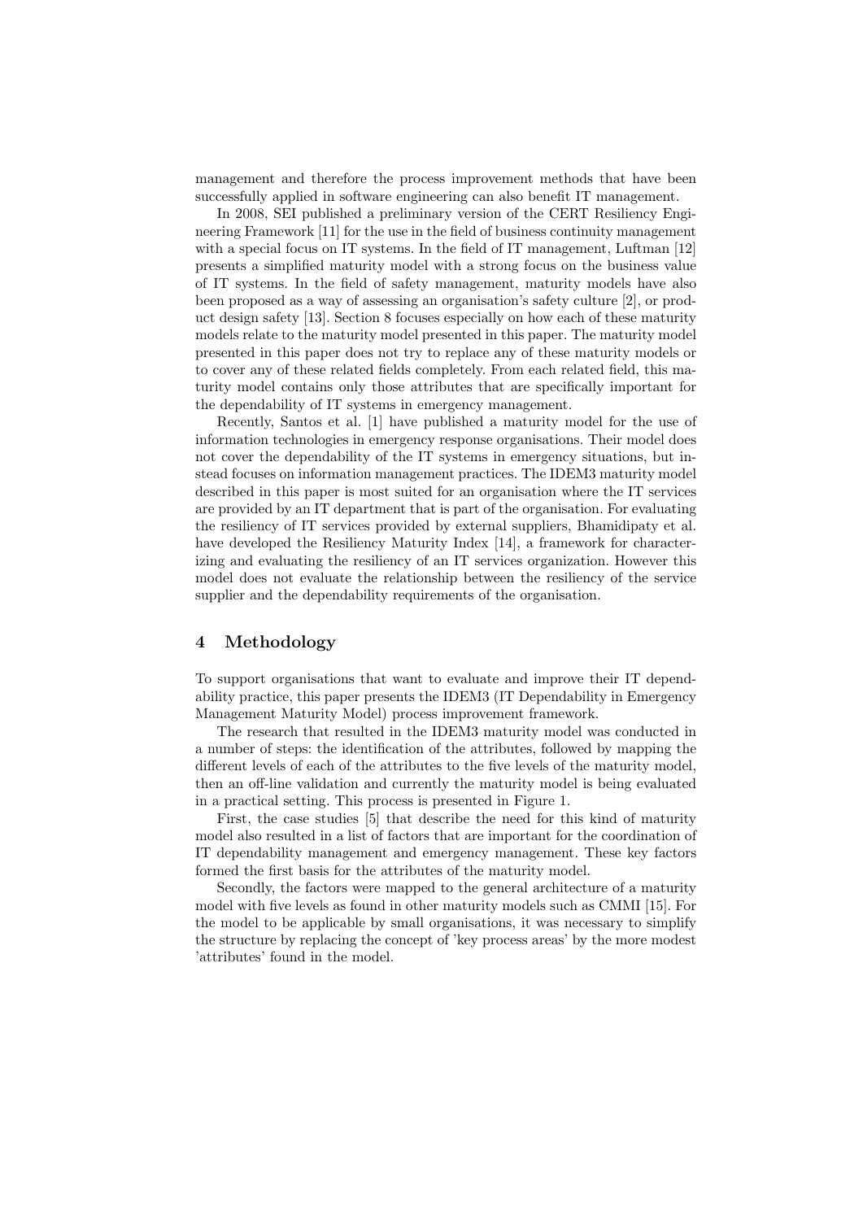management and therefore the process improvement methods that have been successfully applied in software engineering can also benefit IT management.

In 2008, SEI published a preliminary version of the CERT Resiliency Engineering Framework [11] for the use in the field of business continuity management with a special focus on IT systems. In the field of IT management, Luftman [12] presents a simplified maturity model with a strong focus on the business value of IT systems. In the field of safety management, maturity models have also been proposed as a way of assessing an organisation's safety culture [2], or product design safety [13]. Section 8 focuses especially on how each of these maturity models relate to the maturity model presented in this paper. The maturity model presented in this paper does not try to replace any of these maturity models or to cover any of these related fields completely. From each related field, this maturity model contains only those attributes that are specifically important for the dependability of IT systems in emergency management.

Recently, Santos et al. [1] have published a maturity model for the use of information technologies in emergency response organisations. Their model does not cover the dependability of the IT systems in emergency situations, but instead focuses on information management practices. The IDEM3 maturity model described in this paper is most suited for an organisation where the IT services are provided by an IT department that is part of the organisation. For evaluating the resiliency of IT services provided by external suppliers, Bhamidipaty et al. have developed the Resiliency Maturity Index [14], a framework for characterizing and evaluating the resiliency of an IT services organization. However this model does not evaluate the relationship between the resiliency of the service supplier and the dependability requirements of the organisation.

## 4 Methodology

To support organisations that want to evaluate and improve their IT dependability practice, this paper presents the IDEM3 (IT Dependability in Emergency Management Maturity Model) process improvement framework.

The research that resulted in the IDEM3 maturity model was conducted in a number of steps: the identification of the attributes, followed by mapping the different levels of each of the attributes to the five levels of the maturity model, then an off-line validation and currently the maturity model is being evaluated in a practical setting. This process is presented in Figure 1.

First, the case studies [5] that describe the need for this kind of maturity model also resulted in a list of factors that are important for the coordination of IT dependability management and emergency management. These key factors formed the first basis for the attributes of the maturity model.

Secondly, the factors were mapped to the general architecture of a maturity model with five levels as found in other maturity models such as CMMI [15]. For the model to be applicable by small organisations, it was necessary to simplify the structure by replacing the concept of 'key process areas' by the more modest 'attributes' found in the model.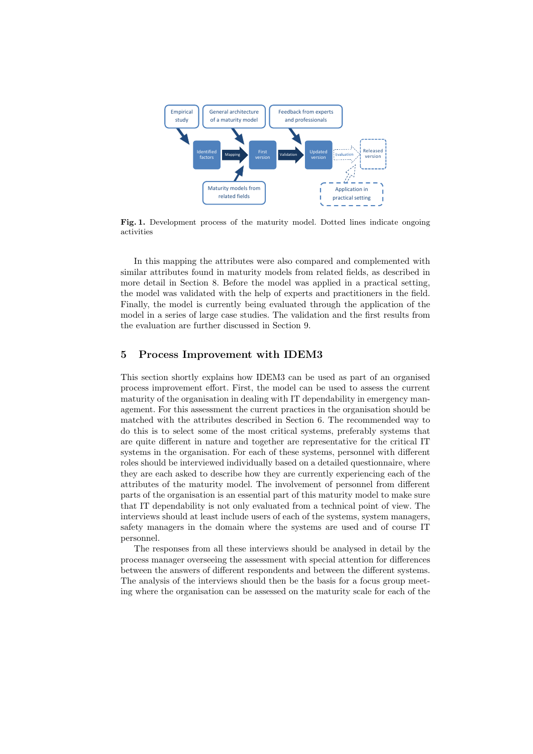**Fig. 1.** Development process of the maturity model. Dotted lines indicate ongoing activities

In this mapping the attributes were also compared and complemented with similar attributes found in maturity models from related fields, as described in more detail in Section 8. Before the model was applied in a practical setting, the model was validated with the help of experts and practitioners in the field. Finally, the model is currently being evaluated through the application of the model in a series of large case studies. The validation and the first results from the evaluation are further discussed in Section 9.

## 5 Process Improvement with IDEM3

This section shortly explains how IDEM3 can be used as part of an organised process improvement effort. First, the model can be used to assess the current maturity of the organisation in dealing with IT dependability in emergency management. For this assessment the current practices in the organisation should be matched with the attributes described in Section 6. The recommended way to do this is to select some of the most critical systems, preferably systems that are quite different in nature and together are representative for the critical IT systems in the organisation. For each of these systems, personnel with different roles should be interviewed individually based on a detailed questionnaire, where they are each asked to describe how they are currently experiencing each of the attributes of the maturity model. The involvement of personnel from different parts of the organisation is an essential part of this maturity model to make sure that IT dependability is not only evaluated from a technical point of view. The interviews should at least include users of each of the systems, system managers, safety managers in the domain where the systems are used and of course IT personnel.

The responses from all these interviews should be analysed in detail by the process manager overseeing the assessment with special attention for differences between the answers of different respondents and between the different systems. The analysis of the interviews should then be the basis for a focus group meeting where the organisation can be assessed on the maturity scale for each of the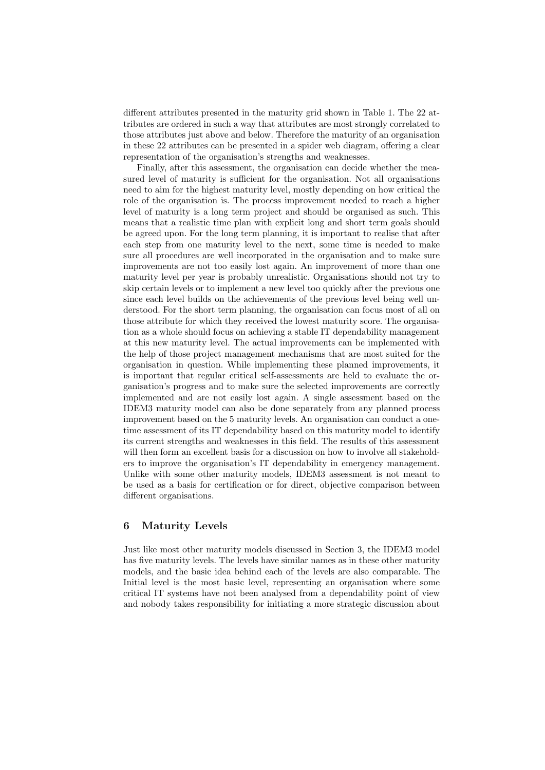different attributes presented in the maturity grid shown in Table 1. The 22 attributes are ordered in such a way that attributes are most strongly correlated to those attributes just above and below. Therefore the maturity of an organisation in these 22 attributes can be presented in a spider web diagram, offering a clear representation of the organisation's strengths and weaknesses.

Finally, after this assessment, the organisation can decide whether the measured level of maturity is sufficient for the organisation. Not all organisations need to aim for the highest maturity level, mostly depending on how critical the role of the organisation is. The process improvement needed to reach a higher level of maturity is a long term project and should be organised as such. This means that a realistic time plan with explicit long and short term goals should be agreed upon. For the long term planning, it is important to realise that after each step from one maturity level to the next, some time is needed to make sure all procedures are well incorporated in the organisation and to make sure improvements are not too easily lost again. An improvement of more than one maturity level per year is probably unrealistic. Organisations should not try to skip certain levels or to implement a new level too quickly after the previous one since each level builds on the achievements of the previous level being well understood. For the short term planning, the organisation can focus most of all on those attribute for which they received the lowest maturity score. The organisation as a whole should focus on achieving a stable IT dependability management at this new maturity level. The actual improvements can be implemented with the help of those project management mechanisms that are most suited for the organisation in question. While implementing these planned improvements, it is important that regular critical self-assessments are held to evaluate the organisation's progress and to make sure the selected improvements are correctly implemented and are not easily lost again. A single assessment based on the IDEM3 maturity model can also be done separately from any planned process improvement based on the 5 maturity levels. An organisation can conduct a one-time assessment of its IT dependability based on this maturity model to identify its current strengths and weaknesses in this field. The results of this assessment will then form an excellent basis for a discussion on how to involve all stakeholders to improve the organisation's IT dependability in emergency management. Unlike with some other maturity models, IDEM3 assessment is not meant to be used as a basis for certification or for direct, objective comparison between different organisations.

## 6 Maturity Levels

Just like most other maturity models discussed in Section 3, the IDEM3 model has five maturity levels. The levels have similar names as in these other maturity models, and the basic idea behind each of the levels are also comparable. The Initial level is the most basic level, representing an organisation where some critical IT systems have not been analysed from a dependability point of view and nobody takes responsibility for initiating a more strategic discussion about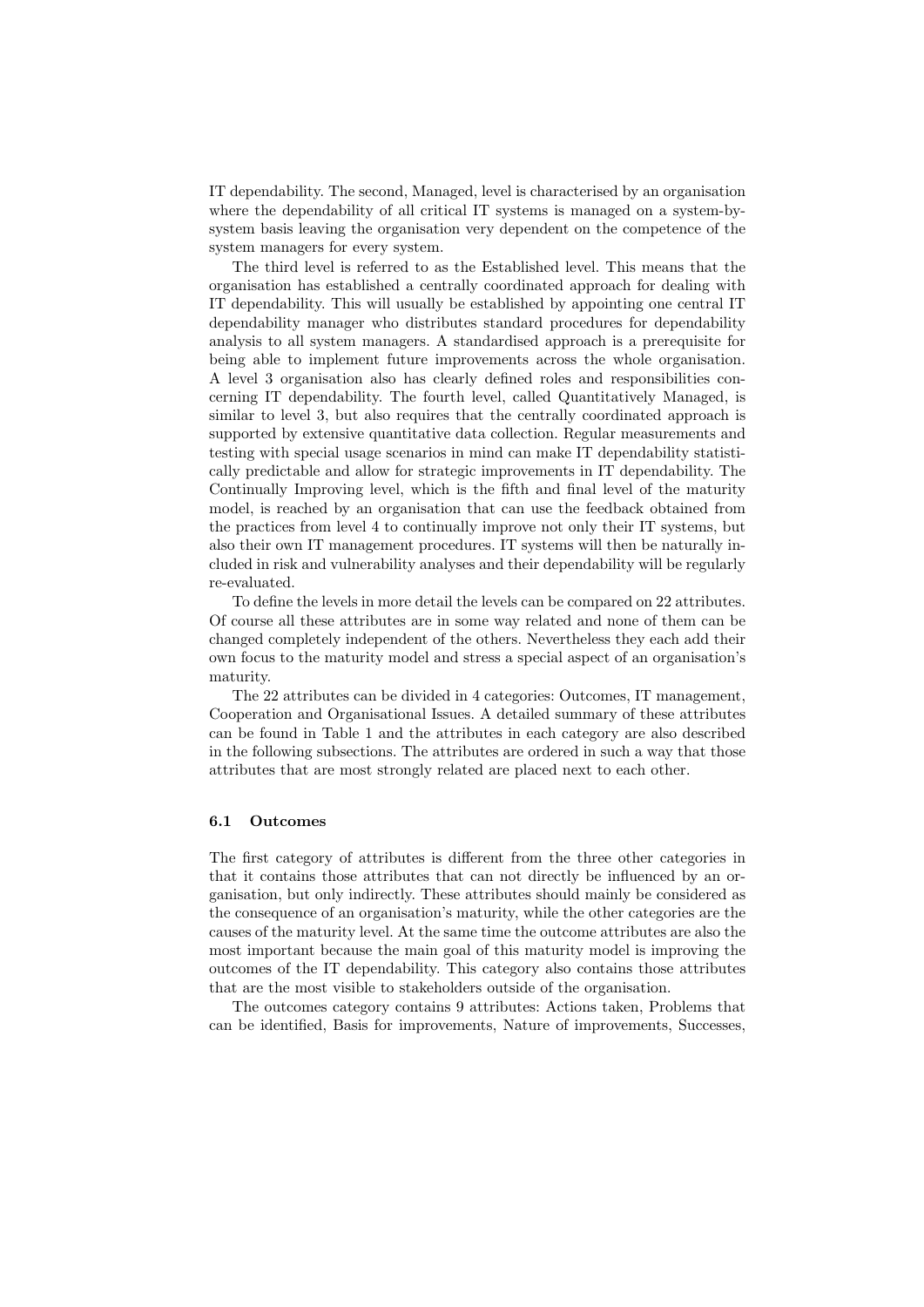IT dependability. The second, Managed, level is characterised by an organisation where the dependability of all critical IT systems is managed on a system-by-system basis leaving the organisation very dependent on the competence of the system managers for every system.

The third level is referred to as the Established level. This means that the organisation has established a centrally coordinated approach for dealing with IT dependability. This will usually be established by appointing one central IT dependability manager who distributes standard procedures for dependability analysis to all system managers. A standardised approach is a prerequisite for being able to implement future improvements across the whole organisation. A level 3 organisation also has clearly defined roles and responsibilities concerning IT dependability. The fourth level, called Quantitatively Managed, is similar to level 3, but also requires that the centrally coordinated approach is supported by extensive quantitative data collection. Regular measurements and testing with special usage scenarios in mind can make IT dependability statistically predictable and allow for strategic improvements in IT dependability. The Continually Improving level, which is the fifth and final level of the maturity model, is reached by an organisation that can use the feedback obtained from the practices from level 4 to continually improve not only their IT systems, but also their own IT management procedures. IT systems will then be naturally included in risk and vulnerability analyses and their dependability will be regularly re-evaluated.

To define the levels in more detail the levels can be compared on 22 attributes. Of course all these attributes are in some way related and none of them can be changed completely independent of the others. Nevertheless they each add their own focus to the maturity model and stress a special aspect of an organisation's maturity.

The 22 attributes can be divided in 4 categories: Outcomes, IT management, Cooperation and Organisational Issues. A detailed summary of these attributes can be found in Table 1 and the attributes in each category are also described in the following subsections. The attributes are ordered in such a way that those attributes that are most strongly related are placed next to each other.

### 6.1 Outcomes

The first category of attributes is different from the three other categories in that it contains those attributes that can not directly be influenced by an organisation, but only indirectly. These attributes should mainly be considered as the consequence of an organisation's maturity, while the other categories are the causes of the maturity level. At the same time the outcome attributes are also the most important because the main goal of this maturity model is improving the outcomes of the IT dependability. This category also contains those attributes that are the most visible to stakeholders outside of the organisation.

The outcomes category contains 9 attributes: Actions taken, Problems that can be identified, Basis for improvements, Nature of improvements, Successes,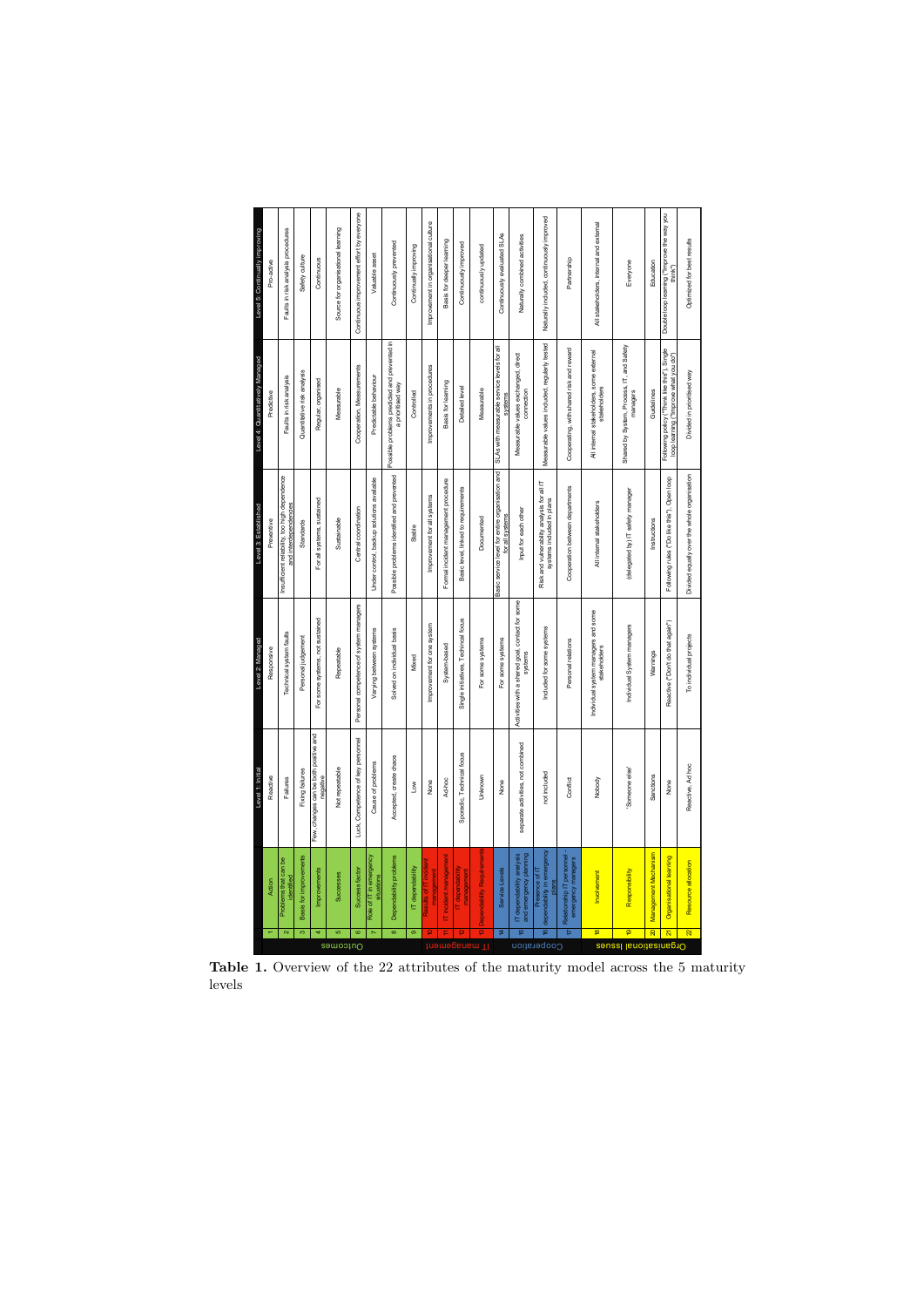| | # | Action | Level 1: Initial | Level 2: Managed | Level 3: Established | Level 4: Quantitatively Managed | Level 5: Continually Improving |
|---|---|---|---|---|---|---|---|
| | 1 | | Reactive | Responsive | Preventive | Predictive | Pro-active |
| Outcomes | 2 | Problems that can be identified | Failures | Technical system faults | Insufficient reliability, too high dependence and interdependencies | Faults in risk analysis | Faults in risk analysis procedures |
| | 3 | Basis for improvements | Fixing failures | Personal judgement | Standards | Quantitative risk analysis | Safety culture |
| | 4 | Improvements | Few, changes can be both positive and negative | For some systems, not sustained | For all systems, sustained | Regular, organised | Continuous |
| | 5 | Successes | Not repeatable | Repeatable | Sustainable | Measurable | Source for organisational learning |
| | 6 | Success factor | Luck, Competence of key personnel | Personal competence of system managers | Central coordination | Cooperation, Measurements | Continuous improvement effort by everyone |
| | 7 | Role of IT in emergency situations | Cause of problems | Varying between systems | Under control, backup solutions available | Predictable behaviour | Valuable asset |
| | 8 | Dependability problems | Accepted, create chaos | Solved on individual basis | Possible problems identified and prevented | Possible problems predicted and prevented in a prioritised way | Continuously prevented |
| | 9 | IT dependability | Low | Mixed | Stable | Controlled | Continually improving |
| IT management | 10 | Results of IT incident management | None | Improvement for one system | Improvement for all systems | Improvements in procedures | Improvement in organisational culture |
| | 11 | IT incident management | Ad-hoc | System-based | Formal incident management procedure | Basis for learning | Basis for deeper learning |
| | 12 | IT dependability management | Sporadic, Technical focus | Single initiatives, Technical focus | Basic level, linked to requirements | Detailed level | Continually improved |
| | 13 | Dependability Requirements | Unknown | For some systems | Documented | Measurable | continuously updated |
| Cooperation | 14 | Service Levels | None | For some systems | Basic service level for entire organisation and for all systems | SLAs with measurable service levels for all systems | Continuously evaluated SLAs |
| | 15 | IT dependability analysis and emergency planning | separate activities, not combined | Activities with a shared goal, contact for some systems | Input for each other | Measurable values exchanged, direct connection | Naturally combined activities |
| | 16 | Presence of IT dependability in emergency plans | not included | Included for some systems | Risk and vulnerability analysis for all IT systems included in plans | Measurable values included, regularly tested | Naturally included, continuously improved |
| | 17 | Relationship IT personnel - emergency managers | Conflict | Personal relations | Cooperation between departments | Cooperating, with shared risk and reward | Partnership |
| Organisational Issues | 18 | Involvement | Nobody | Individual system managers and some stakeholders | All internal stakeholders | All internal stakeholders, some external stakeholders | All stakeholders, internal and external |
| | 19 | Responsibility | 'Someone else' | Individual System managers | (delegated by) IT safety manager | Shared by System, Process, IT, and Safety managers | Everyone |
| | 20 | Management Mechanism | Sanctions | Warnings | Instructions | Guidelines | Education |
| | 21 | Organisational learning | None | Reactive ("Don't do that again") | Following rules ("Do like this"), Open loop | Following policy ("Think like this"), Single loop learning ("Improve what you do") | Double loop learning ("Improve the way you think") |
| | 22 | Resource allocation | Reactive, Ad hoc | To individual projects | Divided equally over the whole organisation | Divided in prioritised way | Optimized for best results |

**Table 1.** Overview of the 22 attributes of the maturity model across the 5 maturity levels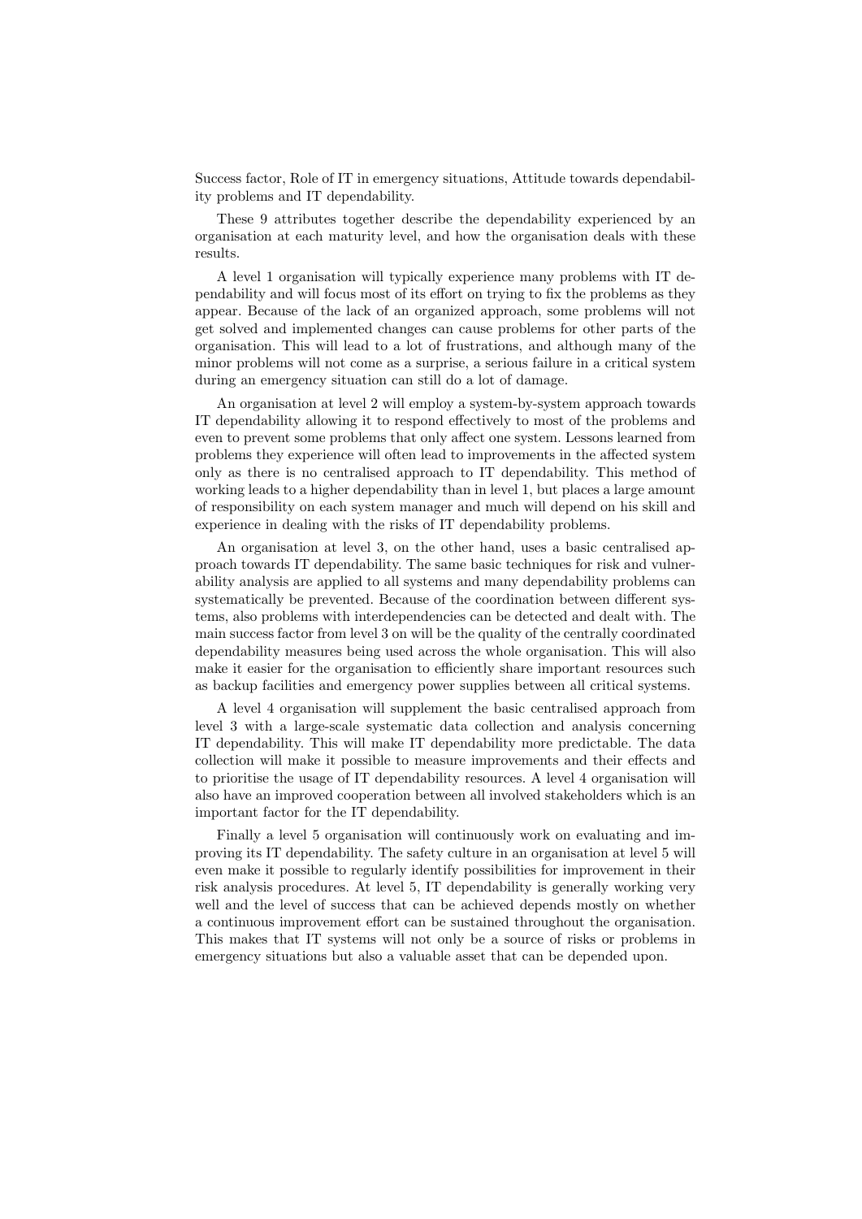Success factor, Role of IT in emergency situations, Attitude towards dependability problems and IT dependability.

These 9 attributes together describe the dependability experienced by an organisation at each maturity level, and how the organisation deals with these results.

A level 1 organisation will typically experience many problems with IT dependability and will focus most of its effort on trying to fix the problems as they appear. Because of the lack of an organized approach, some problems will not get solved and implemented changes can cause problems for other parts of the organisation. This will lead to a lot of frustrations, and although many of the minor problems will not come as a surprise, a serious failure in a critical system during an emergency situation can still do a lot of damage.

An organisation at level 2 will employ a system-by-system approach towards IT dependability allowing it to respond effectively to most of the problems and even to prevent some problems that only affect one system. Lessons learned from problems they experience will often lead to improvements in the affected system only as there is no centralised approach to IT dependability. This method of working leads to a higher dependability than in level 1, but places a large amount of responsibility on each system manager and much will depend on his skill and experience in dealing with the risks of IT dependability problems.

An organisation at level 3, on the other hand, uses a basic centralised approach towards IT dependability. The same basic techniques for risk and vulnerability analysis are applied to all systems and many dependability problems can systematically be prevented. Because of the coordination between different systems, also problems with interdependencies can be detected and dealt with. The main success factor from level 3 on will be the quality of the centrally coordinated dependability measures being used across the whole organisation. This will also make it easier for the organisation to efficiently share important resources such as backup facilities and emergency power supplies between all critical systems.

A level 4 organisation will supplement the basic centralised approach from level 3 with a large-scale systematic data collection and analysis concerning IT dependability. This will make IT dependability more predictable. The data collection will make it possible to measure improvements and their effects and to prioritise the usage of IT dependability resources. A level 4 organisation will also have an improved cooperation between all involved stakeholders which is an important factor for the IT dependability.

Finally a level 5 organisation will continuously work on evaluating and improving its IT dependability. The safety culture in an organisation at level 5 will even make it possible to regularly identify possibilities for improvement in their risk analysis procedures. At level 5, IT dependability is generally working very well and the level of success that can be achieved depends mostly on whether a continuous improvement effort can be sustained throughout the organisation. This makes that IT systems will not only be a source of risks or problems in emergency situations but also a valuable asset that can be depended upon.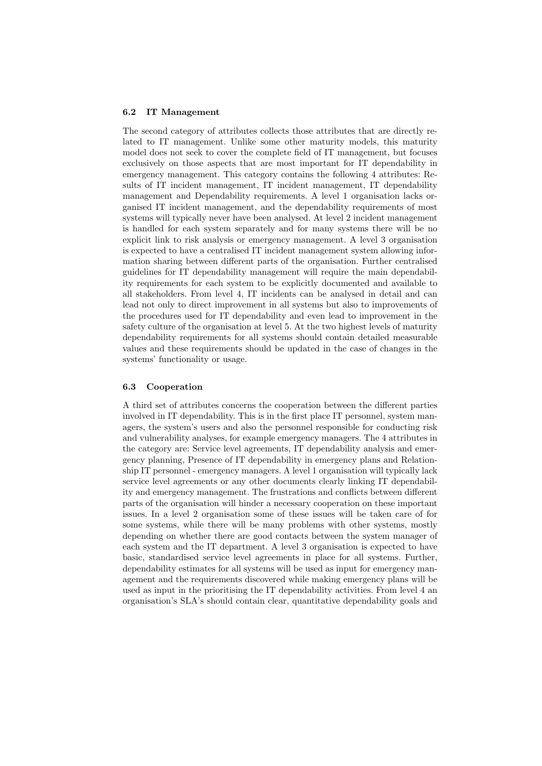### 6.2 IT Management

The second category of attributes collects those attributes that are directly related to IT management. Unlike some other maturity models, this maturity model does not seek to cover the complete field of IT management, but focuses exclusively on those aspects that are most important for IT dependability in emergency management. This category contains the following 4 attributes: Results of IT incident management, IT incident management, IT dependability management and Dependability requirements. A level 1 organisation lacks organised IT incident management, and the dependability requirements of most systems will typically never have been analysed. At level 2 incident management is handled for each system separately and for many systems there will be no explicit link to risk analysis or emergency management. A level 3 organisation is expected to have a centralised IT incident management system allowing information sharing between different parts of the organisation. Further centralised guidelines for IT dependability management will require the main dependability requirements for each system to be explicitly documented and available to all stakeholders. From level 4, IT incidents can be analysed in detail and can lead not only to direct improvement in all systems but also to improvements of the procedures used for IT dependability and even lead to improvement in the safety culture of the organisation at level 5. At the two highest levels of maturity dependability requirements for all systems should contain detailed measurable values and these requirements should be updated in the case of changes in the systems' functionality or usage.

### 6.3 Cooperation

A third set of attributes concerns the cooperation between the different parties involved in IT dependability. This is in the first place IT personnel, system managers, the system's users and also the personnel responsible for conducting risk and vulnerability analyses, for example emergency managers. The 4 attributes in the category are: Service level agreements, IT dependability analysis and emergency planning, Presence of IT dependability in emergency plans and Relationship IT personnel - emergency managers. A level 1 organisation will typically lack service level agreements or any other documents clearly linking IT dependability and emergency management. The frustrations and conflicts between different parts of the organisation will hinder a necessary cooperation on these important issues. In a level 2 organisation some of these issues will be taken care of for some systems, while there will be many problems with other systems, mostly depending on whether there are good contacts between the system manager of each system and the IT department. A level 3 organisation is expected to have basic, standardised service level agreements in place for all systems. Further, dependability estimates for all systems will be used as input for emergency management and the requirements discovered while making emergency plans will be used as input in the prioritising the IT dependability activities. From level 4 an organisation's SLA's should contain clear, quantitative dependability goals and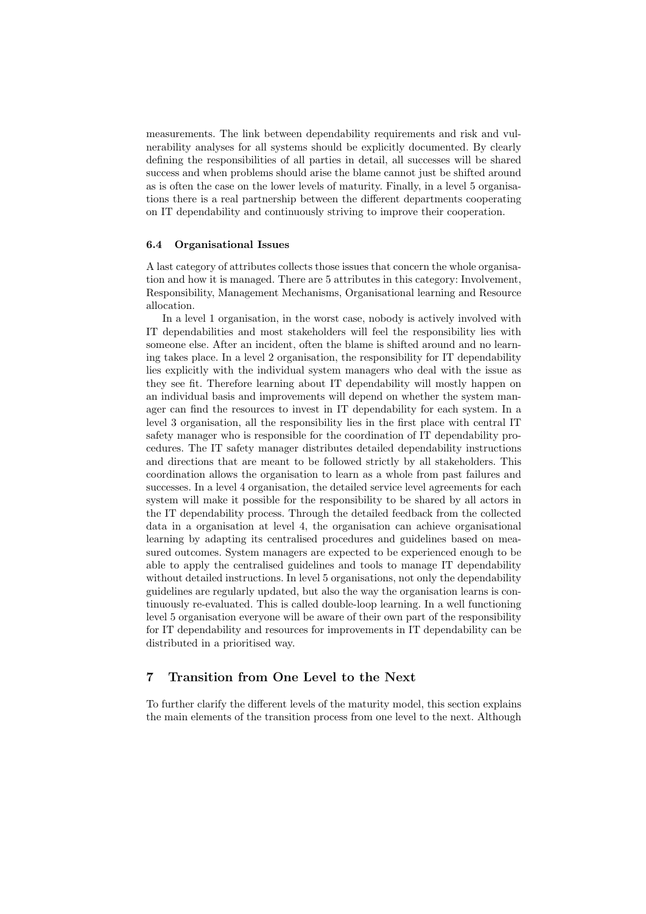measurements. The link between dependability requirements and risk and vulnerability analyses for all systems should be explicitly documented. By clearly defining the responsibilities of all parties in detail, all successes will be shared success and when problems should arise the blame cannot just be shifted around as is often the case on the lower levels of maturity. Finally, in a level 5 organisations there is a real partnership between the different departments cooperating on IT dependability and continuously striving to improve their cooperation.

### 6.4 Organisational Issues

A last category of attributes collects those issues that concern the whole organisation and how it is managed. There are 5 attributes in this category: Involvement, Responsibility, Management Mechanisms, Organisational learning and Resource allocation.

In a level 1 organisation, in the worst case, nobody is actively involved with IT dependabilities and most stakeholders will feel the responsibility lies with someone else. After an incident, often the blame is shifted around and no learning takes place. In a level 2 organisation, the responsibility for IT dependability lies explicitly with the individual system managers who deal with the issue as they see fit. Therefore learning about IT dependability will mostly happen on an individual basis and improvements will depend on whether the system manager can find the resources to invest in IT dependability for each system. In a level 3 organisation, all the responsibility lies in the first place with central IT safety manager who is responsible for the coordination of IT dependability procedures. The IT safety manager distributes detailed dependability instructions and directions that are meant to be followed strictly by all stakeholders. This coordination allows the organisation to learn as a whole from past failures and successes. In a level 4 organisation, the detailed service level agreements for each system will make it possible for the responsibility to be shared by all actors in the IT dependability process. Through the detailed feedback from the collected data in a organisation at level 4, the organisation can achieve organisational learning by adapting its centralised procedures and guidelines based on measured outcomes. System managers are expected to be experienced enough to be able to apply the centralised guidelines and tools to manage IT dependability without detailed instructions. In level 5 organisations, not only the dependability guidelines are regularly updated, but also the way the organisation learns is continuously re-evaluated. This is called double-loop learning. In a well functioning level 5 organisation everyone will be aware of their own part of the responsibility for IT dependability and resources for improvements in IT dependability can be distributed in a prioritised way.

## 7 Transition from One Level to the Next

To further clarify the different levels of the maturity model, this section explains the main elements of the transition process from one level to the next. Although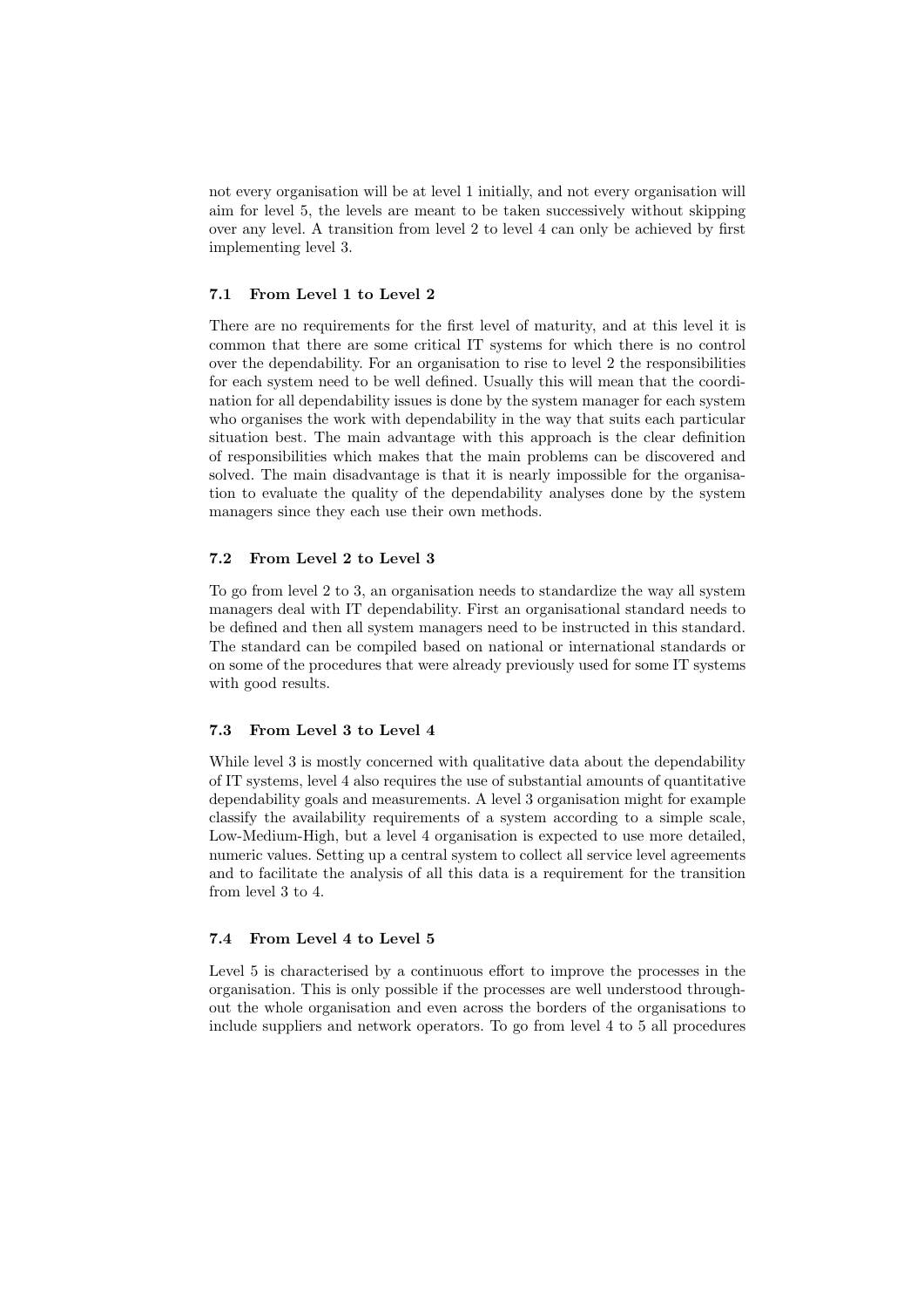not every organisation will be at level 1 initially, and not every organisation will aim for level 5, the levels are meant to be taken successively without skipping over any level. A transition from level 2 to level 4 can only be achieved by first implementing level 3.

### 7.1 From Level 1 to Level 2

There are no requirements for the first level of maturity, and at this level it is common that there are some critical IT systems for which there is no control over the dependability. For an organisation to rise to level 2 the responsibilities for each system need to be well defined. Usually this will mean that the coordination for all dependability issues is done by the system manager for each system who organises the work with dependability in the way that suits each particular situation best. The main advantage with this approach is the clear definition of responsibilities which makes that the main problems can be discovered and solved. The main disadvantage is that it is nearly impossible for the organisation to evaluate the quality of the dependability analyses done by the system managers since they each use their own methods.

### 7.2 From Level 2 to Level 3

To go from level 2 to 3, an organisation needs to standardize the way all system managers deal with IT dependability. First an organisational standard needs to be defined and then all system managers need to be instructed in this standard. The standard can be compiled based on national or international standards or on some of the procedures that were already previously used for some IT systems with good results.

### 7.3 From Level 3 to Level 4

While level 3 is mostly concerned with qualitative data about the dependability of IT systems, level 4 also requires the use of substantial amounts of quantitative dependability goals and measurements. A level 3 organisation might for example classify the availability requirements of a system according to a simple scale, Low-Medium-High, but a level 4 organisation is expected to use more detailed, numeric values. Setting up a central system to collect all service level agreements and to facilitate the analysis of all this data is a requirement for the transition from level 3 to 4.

### 7.4 From Level 4 to Level 5

Level 5 is characterised by a continuous effort to improve the processes in the organisation. This is only possible if the processes are well understood throughout the whole organisation and even across the borders of the organisations to include suppliers and network operators. To go from level 4 to 5 all procedures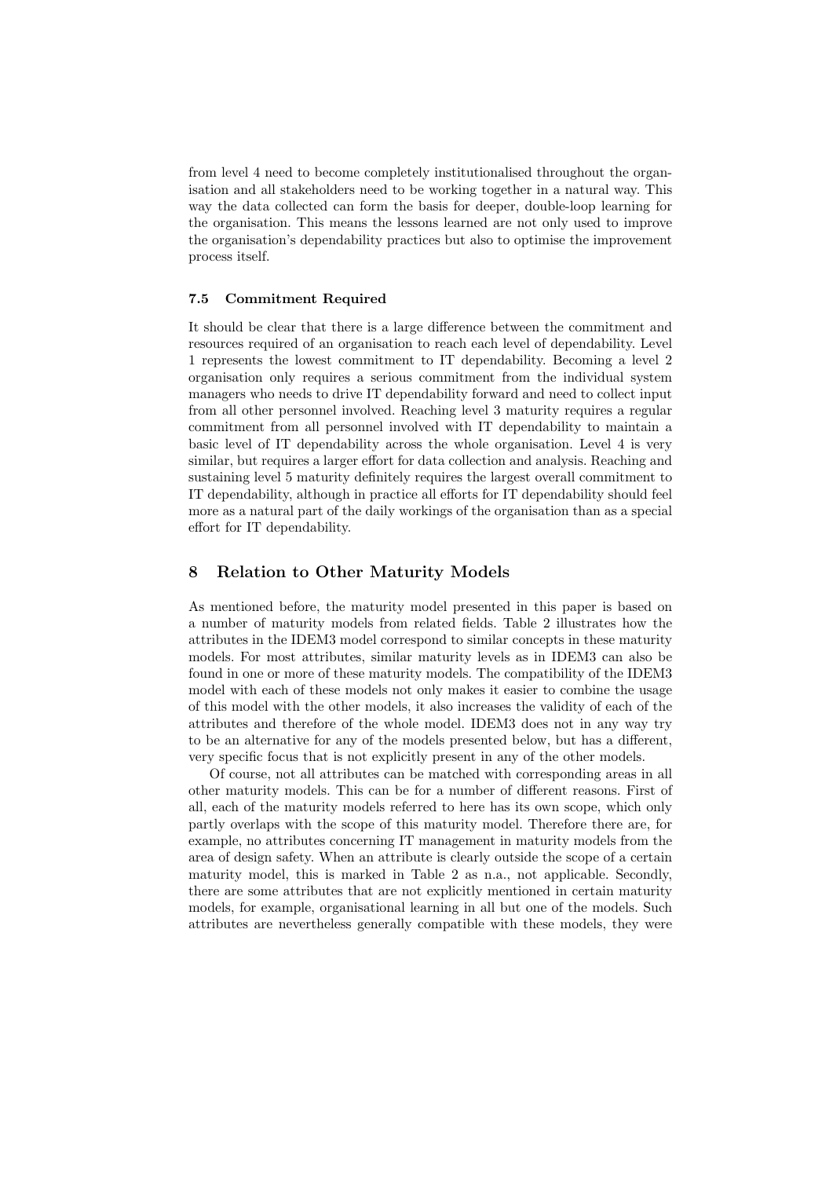from level 4 need to become completely institutionalised throughout the organisation and all stakeholders need to be working together in a natural way. This way the data collected can form the basis for deeper, double-loop learning for the organisation. This means the lessons learned are not only used to improve the organisation's dependability practices but also to optimise the improvement process itself.

### 7.5 Commitment Required

It should be clear that there is a large difference between the commitment and resources required of an organisation to reach each level of dependability. Level 1 represents the lowest commitment to IT dependability. Becoming a level 2 organisation only requires a serious commitment from the individual system managers who needs to drive IT dependability forward and need to collect input from all other personnel involved. Reaching level 3 maturity requires a regular commitment from all personnel involved with IT dependability to maintain a basic level of IT dependability across the whole organisation. Level 4 is very similar, but requires a larger effort for data collection and analysis. Reaching and sustaining level 5 maturity definitely requires the largest overall commitment to IT dependability, although in practice all efforts for IT dependability should feel more as a natural part of the daily workings of the organisation than as a special effort for IT dependability.

## 8 Relation to Other Maturity Models

As mentioned before, the maturity model presented in this paper is based on a number of maturity models from related fields. Table 2 illustrates how the attributes in the IDEM3 model correspond to similar concepts in these maturity models. For most attributes, similar maturity levels as in IDEM3 can also be found in one or more of these maturity models. The compatibility of the IDEM3 model with each of these models not only makes it easier to combine the usage of this model with the other models, it also increases the validity of each of the attributes and therefore of the whole model. IDEM3 does not in any way try to be an alternative for any of the models presented below, but has a different, very specific focus that is not explicitly present in any of the other models.

Of course, not all attributes can be matched with corresponding areas in all other maturity models. This can be for a number of different reasons. First of all, each of the maturity models referred to here has its own scope, which only partly overlaps with the scope of this maturity model. Therefore there are, for example, no attributes concerning IT management in maturity models from the area of design safety. When an attribute is clearly outside the scope of a certain maturity model, this is marked in Table 2 as n.a., not applicable. Secondly, there are some attributes that are not explicitly mentioned in certain maturity models, for example, organisational learning in all but one of the models. Such attributes are nevertheless generally compatible with these models, they were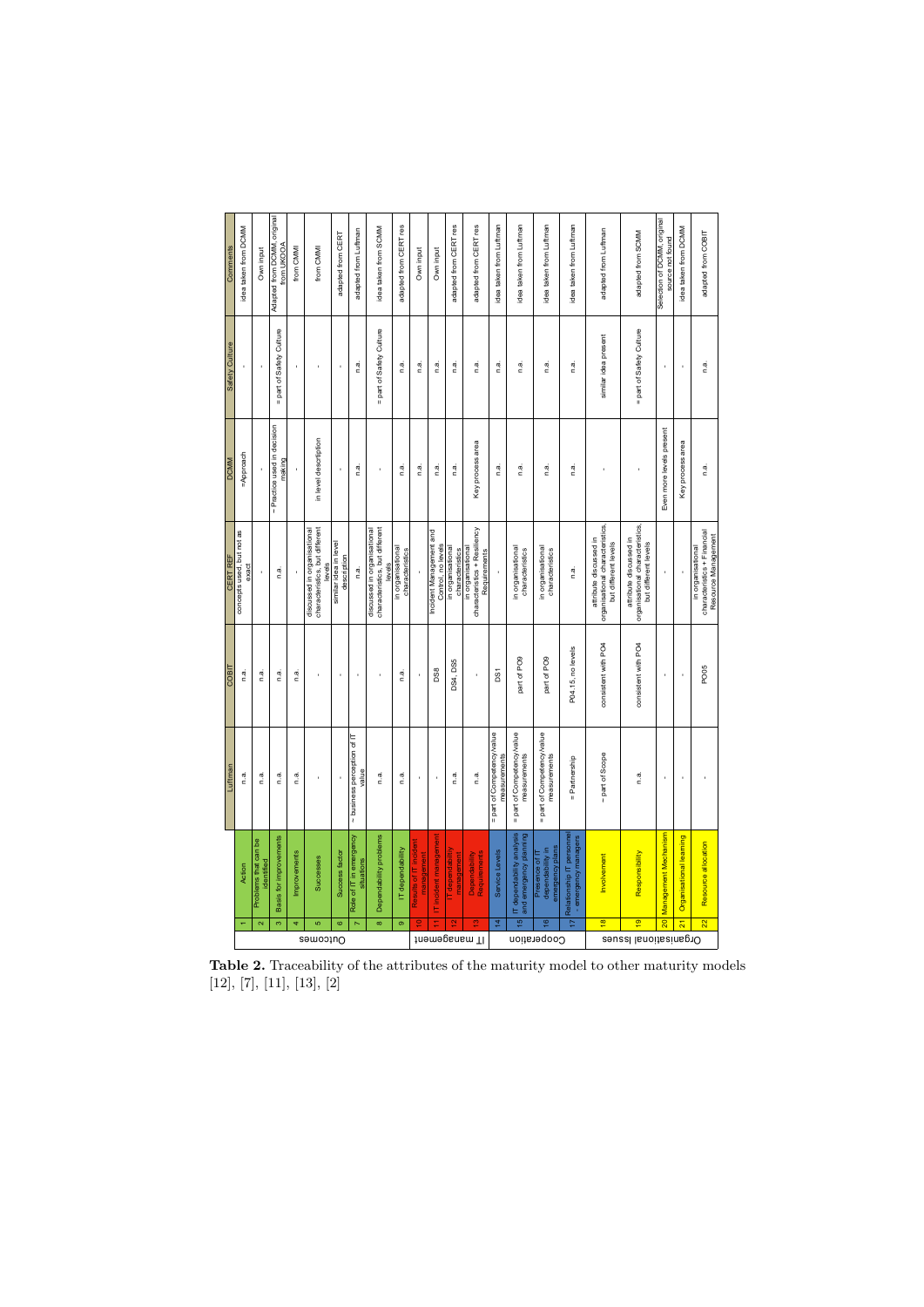| | | Action | Luftman | COBIT | CERT_REF | DCMM | Safety Culture | Comments |
|---|---|---|---|---|---|---|---|---|
| Outcomes | 1 | Problems that can be identified | n.a. | n.a. | concepts used, but not as exact | =Approach | - | idea taken from DCMM |
| | 2 | Basis for improvements | n.a. | n.a. | - | - | - | Own input |
| | 3 | Improvements | n.a. | n.a. | n.a. | ~ Practices used in decision making | = part of Safety Culture | Adapted from DCMM, original from UKOOA |
| | 4 | Successes | n.a. | n.a. | - | - | - | from CMMI |
| | 5 | Success factor | - | - | discussed in organisational characteristics, but different levels | in level description | - | from CMMI |
| | 6 | Role of IT in emergency situations | - | - | similar idea in level description | - | - | adapted from CERT |
| | 7 | Dependability problems | ~ business perception of IT value | - | n.a. | n.a. | n.a. | adapted from Luftman |
| | 8 | IT dependability | n.a. | - | discussed in organisational characteristics, but different levels | - | = part of Safety Culture | idea taken from SCMM |
| | 9 | Results of IT incident management | n.a. | n.a. | in organisational characteristics | n.a. | n.a. | adapted from CERT res |
| IT management | 10 | IT incident management | - | - | - | n.a. | n.a. | Own input |
| | 11 | IT dependability management | - | DS8 | Incident Management and Control, no levels | n.a. | n.a. | Own input |
| | 12 | Dependability Requirements | n.a. | DS4, DS5 | in organisational characteristics | n.a. | n.a. | adapted from CERT res |
| | 13 | Service Levels | n.a. | - | in organisational characteristics + Resiliency Requirements | Key process area | n.a. | adapted from CERT res |
| Cooperation | 14 | IT dependability analysis and emergency planning | = part of Competency/Value measurements | DS1 | - | n.a. | n.a. | idea taken from Luftman |
| | 15 | Presence of IT dependability in emergency plans | = part of Competency/Value measurements | part of PO9 | in organisational characteristics | n.a. | n.a. | idea taken from Luftman |
| | 16 | Relationship IT personnel - emergency managers | = part of Competency/Value measurements | part of PO9 | in organisational characteristics | n.a. | n.a. | idea taken from Luftman |
| | 17 | Involvement | = Partnership | PO4.15, no levels | n.a. | n.a. | n.a. | idea taken from Luftman |
| Organisational Issues | 18 | Responsibility | ~ part of Scope | consistent with PO4 | attribute discussed in organisational characteristics, but different levels | - | similar idea present | adapted from Luftman |
| | 19 | Management Mechanism | n.a. | consistent with PO4 | attribute discussed in organisational characteristics, but different levels | - | = part of Safety Culture | adapted from SCMM |
| | 20 | Organisational learning | - | - | - | Even more levels present | - | Selection of DCMM, original source not found |
| | 21 | Resource allocation | - | - | - | Key process area | - | idea taken from DCMM |
| | 22 | | - | PO05 | in organisational characteristics + Financial Resource Management | n.a. | n.a. | adapted from COBIT |

**Table 2.** Traceability of the attributes of the maturity model to other maturity models [12], [7], [11], [13], [2]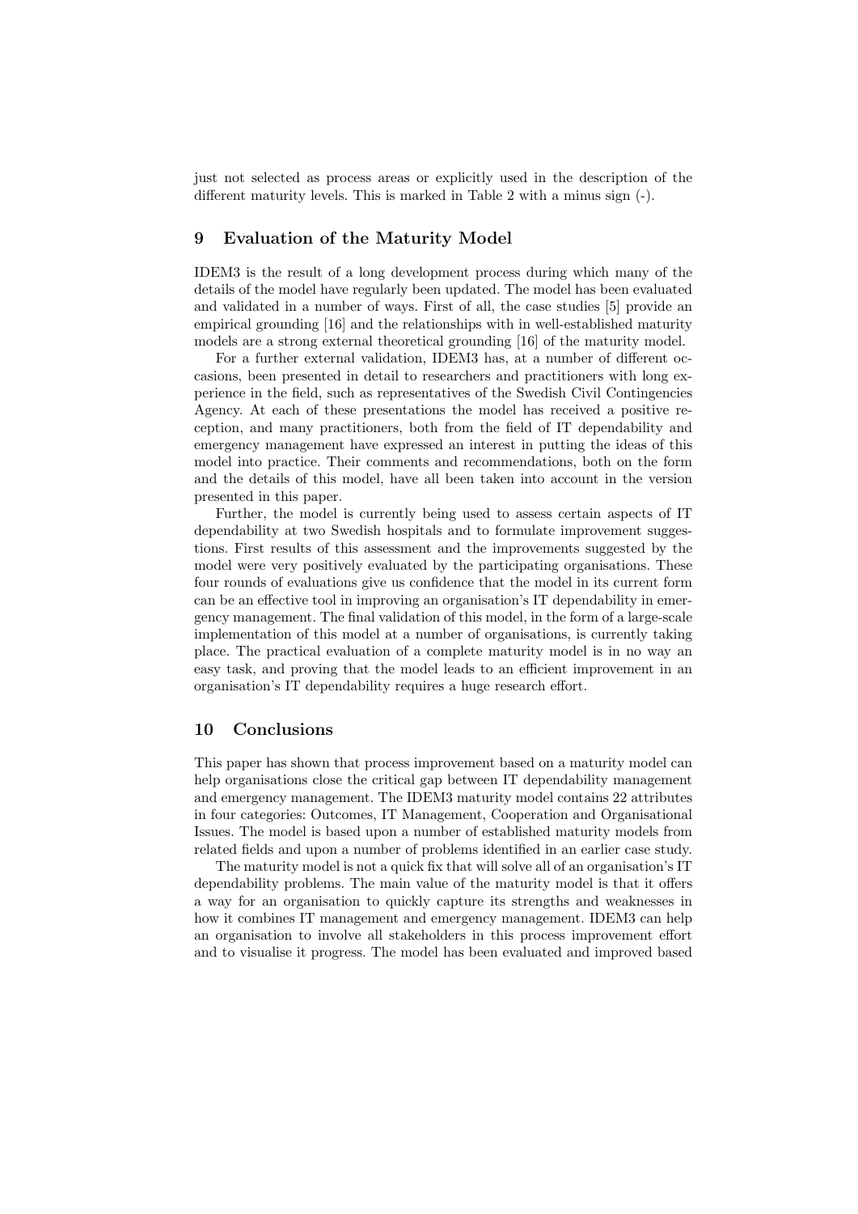just not selected as process areas or explicitly used in the description of the different maturity levels. This is marked in Table 2 with a minus sign (-).

## 9 Evaluation of the Maturity Model

IDEM3 is the result of a long development process during which many of the details of the model have regularly been updated. The model has been evaluated and validated in a number of ways. First of all, the case studies [5] provide an empirical grounding [16] and the relationships with in well-established maturity models are a strong external theoretical grounding [16] of the maturity model.

For a further external validation, IDEM3 has, at a number of different occasions, been presented in detail to researchers and practitioners with long experience in the field, such as representatives of the Swedish Civil Contingencies Agency. At each of these presentations the model has received a positive reception, and many practitioners, both from the field of IT dependability and emergency management have expressed an interest in putting the ideas of this model into practice. Their comments and recommendations, both on the form and the details of this model, have all been taken into account in the version presented in this paper.

Further, the model is currently being used to assess certain aspects of IT dependability at two Swedish hospitals and to formulate improvement suggestions. First results of this assessment and the improvements suggested by the model were very positively evaluated by the participating organisations. These four rounds of evaluations give us confidence that the model in its current form can be an effective tool in improving an organisation's IT dependability in emergency management. The final validation of this model, in the form of a large-scale implementation of this model at a number of organisations, is currently taking place. The practical evaluation of a complete maturity model is in no way an easy task, and proving that the model leads to an efficient improvement in an organisation's IT dependability requires a huge research effort.

## 10 Conclusions

This paper has shown that process improvement based on a maturity model can help organisations close the critical gap between IT dependability management and emergency management. The IDEM3 maturity model contains 22 attributes in four categories: Outcomes, IT Management, Cooperation and Organisational Issues. The model is based upon a number of established maturity models from related fields and upon a number of problems identified in an earlier case study.

The maturity model is not a quick fix that will solve all of an organisation's IT dependability problems. The main value of the maturity model is that it offers a way for an organisation to quickly capture its strengths and weaknesses in how it combines IT management and emergency management. IDEM3 can help an organisation to involve all stakeholders in this process improvement effort and to visualise it progress. The model has been evaluated and improved based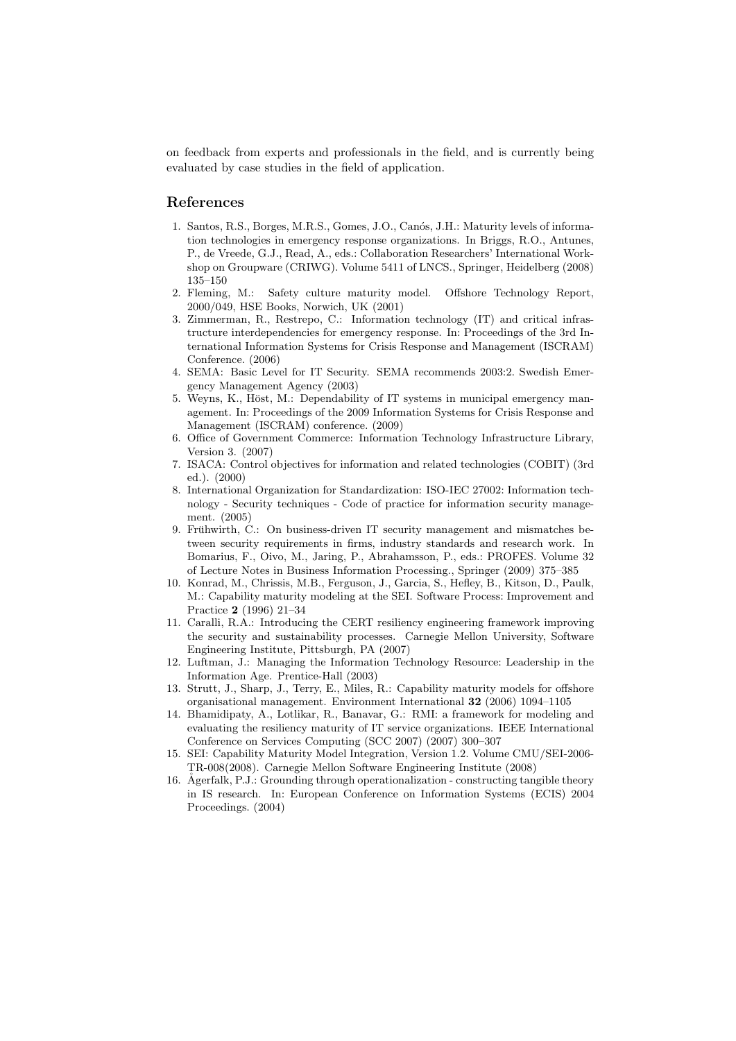on feedback from experts and professionals in the field, and is currently being evaluated by case studies in the field of application.

## References

1. Santos, R.S., Borges, M.R.S., Gomes, J.O., Canós, J.H.: Maturity levels of information technologies in emergency response organizations. In Briggs, R.O., Antunes, P., de Vreede, G.J., Read, A., eds.: Collaboration Researchers' International Workshop on Groupware (CRIWG). Volume 5411 of LNCS., Springer, Heidelberg (2008) 135–150
2. Fleming, M.: Safety culture maturity model. Offshore Technology Report, 2000/049, HSE Books, Norwich, UK (2001)
3. Zimmerman, R., Restrepo, C.: Information technology (IT) and critical infrastructure interdependencies for emergency response. In: Proceedings of the 3rd International Information Systems for Crisis Response and Management (ISCRAM) Conference. (2006)
4. SEMA: Basic Level for IT Security. SEMA recommends 2003:2. Swedish Emergency Management Agency (2003)
5. Weyns, K., Höst, M.: Dependability of IT systems in municipal emergency management. In: Proceedings of the 2009 Information Systems for Crisis Response and Management (ISCRAM) conference. (2009)
6. Office of Government Commerce: Information Technology Infrastructure Library, Version 3. (2007)
7. ISACA: Control objectives for information and related technologies (COBIT) (3rd ed.). (2000)
8. International Organization for Standardization: ISO-IEC 27002: Information technology - Security techniques - Code of practice for information security management. (2005)
9. Frühwirth, C.: On business-driven IT security management and mismatches between security requirements in firms, industry standards and research work. In Bomarius, F., Oivo, M., Jaring, P., Abrahamsson, P., eds.: PROFES. Volume 32 of Lecture Notes in Business Information Processing., Springer (2009) 375–385
10. Konrad, M., Chrissis, M.B., Ferguson, J., Garcia, S., Hefley, B., Kitson, D., Paulk, M.: Capability maturity modeling at the SEI. Software Process: Improvement and Practice **2** (1996) 21–34
11. Caralli, R.A.: Introducing the CERT resiliency engineering framework improving the security and sustainability processes. Carnegie Mellon University, Software Engineering Institute, Pittsburgh, PA (2007)
12. Luftman, J.: Managing the Information Technology Resource: Leadership in the Information Age. Prentice-Hall (2003)
13. Strutt, J., Sharp, J., Terry, E., Miles, R.: Capability maturity models for offshore organisational management. Environment International **32** (2006) 1094–1105
14. Bhamidipaty, A., Lotlikar, R., Banavar, G.: RMI: a framework for modeling and evaluating the resiliency maturity of IT service organizations. IEEE International Conference on Services Computing (SCC 2007) (2007) 300–307
15. SEI: Capability Maturity Model Integration, Version 1.2. Volume CMU/SEI-2006-TR-008(2008). Carnegie Mellon Software Engineering Institute (2008)
16. Ågerfalk, P.J.: Grounding through operationalization - constructing tangible theory in IS research. In: European Conference on Information Systems (ECIS) 2004 Proceedings. (2004)